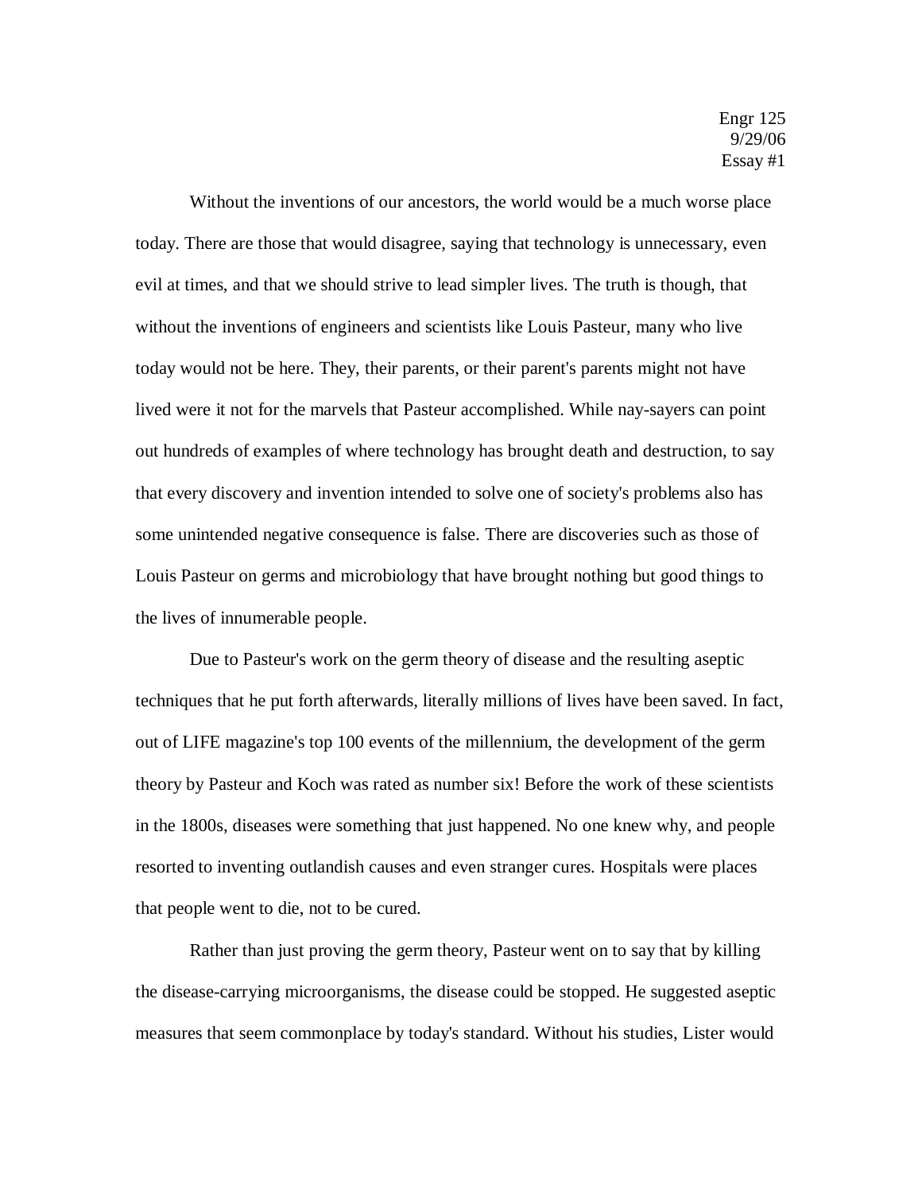Engr 125
9/29/06
Essay #1

Without the inventions of our ancestors, the world would be a much worse place today. There are those that would disagree, saying that technology is unnecessary, even evil at times, and that we should strive to lead simpler lives. The truth is though, that without the inventions of engineers and scientists like Louis Pasteur, many who live today would not be here. They, their parents, or their parent's parents might not have lived were it not for the marvels that Pasteur accomplished. While nay-sayers can point out hundreds of examples of where technology has brought death and destruction, to say that every discovery and invention intended to solve one of society's problems also has some unintended negative consequence is false. There are discoveries such as those of Louis Pasteur on germs and microbiology that have brought nothing but good things to the lives of innumerable people.

Due to Pasteur's work on the germ theory of disease and the resulting aseptic techniques that he put forth afterwards, literally millions of lives have been saved. In fact, out of LIFE magazine's top 100 events of the millennium, the development of the germ theory by Pasteur and Koch was rated as number six! Before the work of these scientists in the 1800s, diseases were something that just happened. No one knew why, and people resorted to inventing outlandish causes and even stranger cures. Hospitals were places that people went to die, not to be cured.

Rather than just proving the germ theory, Pasteur went on to say that by killing the disease-carrying microorganisms, the disease could be stopped. He suggested aseptic measures that seem commonplace by today's standard. Without his studies, Lister would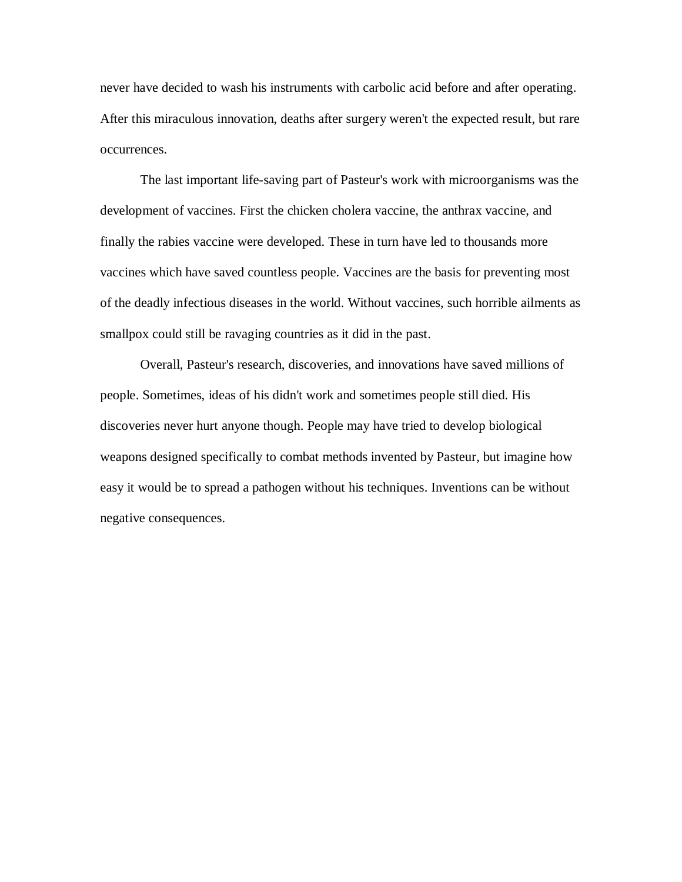never have decided to wash his instruments with carbolic acid before and after operating. After this miraculous innovation, deaths after surgery weren't the expected result, but rare occurrences.

The last important life-saving part of Pasteur's work with microorganisms was the development of vaccines. First the chicken cholera vaccine, the anthrax vaccine, and finally the rabies vaccine were developed. These in turn have led to thousands more vaccines which have saved countless people. Vaccines are the basis for preventing most of the deadly infectious diseases in the world. Without vaccines, such horrible ailments as smallpox could still be ravaging countries as it did in the past.

Overall, Pasteur's research, discoveries, and innovations have saved millions of people. Sometimes, ideas of his didn't work and sometimes people still died. His discoveries never hurt anyone though. People may have tried to develop biological weapons designed specifically to combat methods invented by Pasteur, but imagine how easy it would be to spread a pathogen without his techniques. Inventions can be without negative consequences.